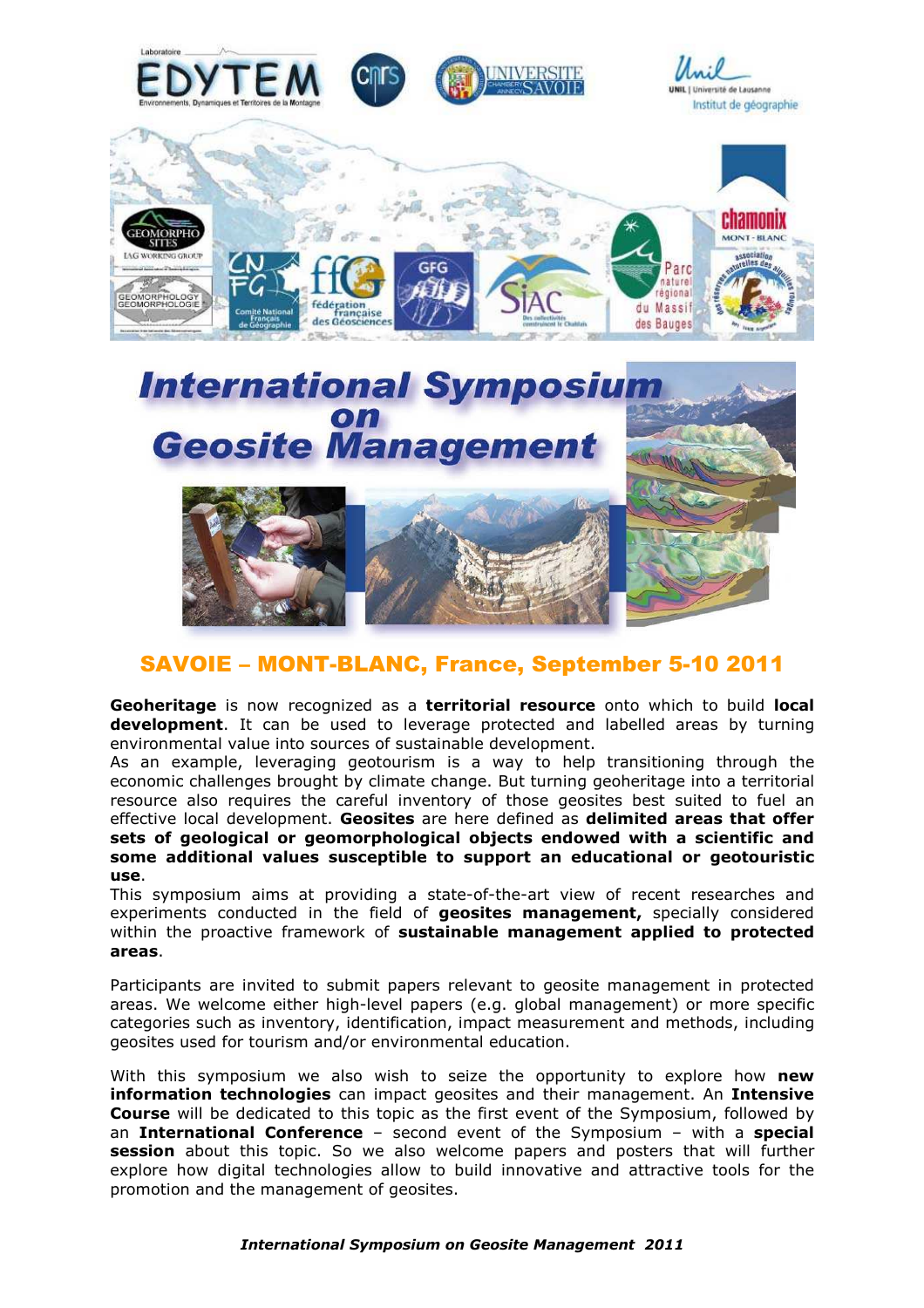# International Symposium on Geosite Management

## SAVOIE – MONT-BLANC, France, September 5-10 2011

**Geoheritage** is now recognized as a **territorial resource** onto which to build **local development**. It can be used to leverage protected and labelled areas by turning environmental value into sources of sustainable development.

As an example, leveraging geotourism is a way to help transitioning through the economic challenges brought by climate change. But turning geoheritage into a territorial resource also requires the careful inventory of those geosites best suited to fuel an effective local development. **Geosites** are here defined as **delimited areas that offer sets of geological or geomorphological objects endowed with a scientific and some additional values susceptible to support an educational or geotouristic use**.

This symposium aims at providing a state-of-the-art view of recent researches and experiments conducted in the field of **geosites management,** specially considered within the proactive framework of **sustainable management applied to protected areas**.

Participants are invited to submit papers relevant to geosite management in protected areas. We welcome either high-level papers (e.g. global management) or more specific categories such as inventory, identification, impact measurement and methods, including geosites used for tourism and/or environmental education.

With this symposium we also wish to seize the opportunity to explore how **new information technologies** can impact geosites and their management. An **Intensive Course** will be dedicated to this topic as the first event of the Symposium, followed by an **International Conference** – second event of the Symposium – with a **special session** about this topic. So we also welcome papers and posters that will further explore how digital technologies allow to build innovative and attractive tools for the promotion and the management of geosites.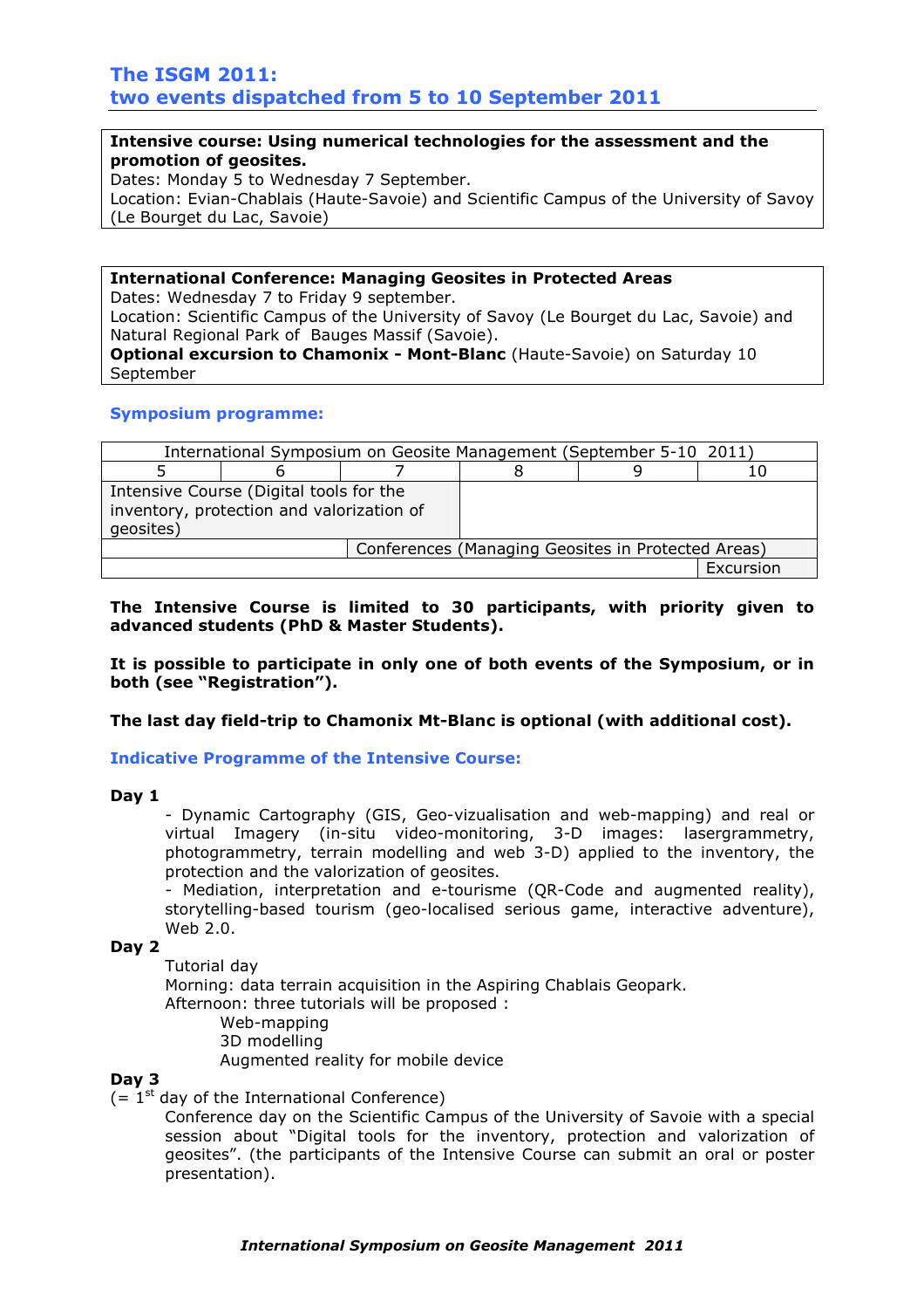## The ISGM 2011:
## two events dispatched from 5 to 10 September 2011

**Intensive course: Using numerical technologies for the assessment and the promotion of geosites.**
Dates: Monday 5 to Wednesday 7 September.
Location: Evian-Chablais (Haute-Savoie) and Scientific Campus of the University of Savoy (Le Bourget du Lac, Savoie)

**International Conference: Managing Geosites in Protected Areas**
Dates: Wednesday 7 to Friday 9 september.
Location: Scientific Campus of the University of Savoy (Le Bourget du Lac, Savoie) and Natural Regional Park of Bauges Massif (Savoie).
**Optional excursion to Chamonix - Mont-Blanc** (Haute-Savoie) on Saturday 10 September

### Symposium programme:

| International Symposium on Geosite Management (September 5-10 2011) | | | | | |
|---|---|---|---|---|---|
| 5 | 6 | 7 | 8 | 9 | 10 |
| Intensive Course (Digital tools for the inventory, protection and valorization of geosites) | | | | | |
| | | Conferences (Managing Geosites in Protected Areas) | | | |
| | | | | | Excursion |

**The Intensive Course is limited to 30 participants, with priority given to advanced students (PhD & Master Students).**

**It is possible to participate in only one of both events of the Symposium, or in both (see "Registration").**

**The last day field-trip to Chamonix Mt-Blanc is optional (with additional cost).**

### Indicative Programme of the Intensive Course:

**Day 1**

- Dynamic Cartography (GIS, Geo-vizualisation and web-mapping) and real or virtual Imagery (in-situ video-monitoring, 3-D images: lasergrammetry, photogrammetry, terrain modelling and web 3-D) applied to the inventory, the protection and the valorization of geosites.
- Mediation, interpretation and e-tourisme (QR-Code and augmented reality), storytelling-based tourism (geo-localised serious game, interactive adventure), Web 2.0.

**Day 2**

Tutorial day
Morning: data terrain acquisition in the Aspiring Chablais Geopark.
Afternoon: three tutorials will be proposed :

- Web-mapping
- 3D modelling
- Augmented reality for mobile device

**Day 3**
(= 1st day of the International Conference)

Conference day on the Scientific Campus of the University of Savoie with a special session about "Digital tools for the inventory, protection and valorization of geosites". (the participants of the Intensive Course can submit an oral or poster presentation).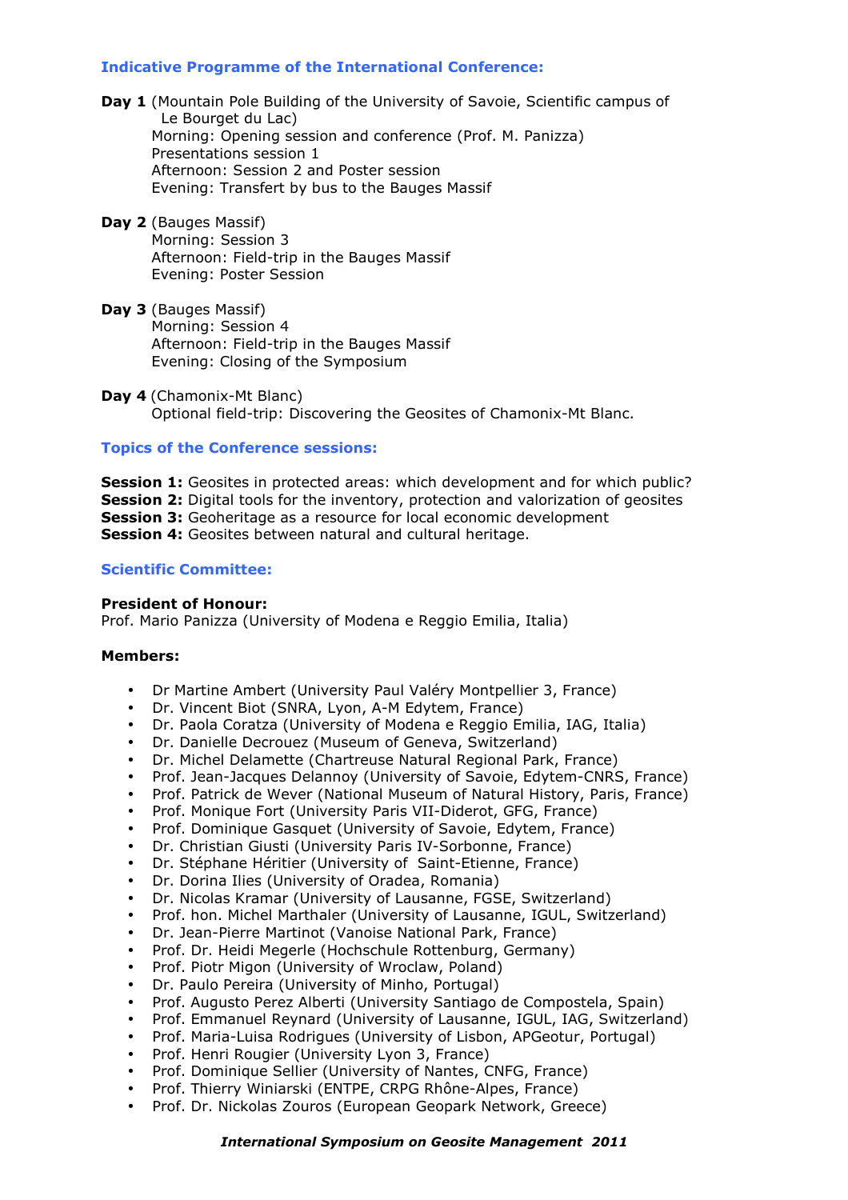### Indicative Programme of the International Conference:

**Day 1** (Mountain Pole Building of the University of Savoie, Scientific campus of Le Bourget du Lac)
Morning: Opening session and conference (Prof. M. Panizza)
Presentations session 1
Afternoon: Session 2 and Poster session
Evening: Transfert by bus to the Bauges Massif

**Day 2** (Bauges Massif)
Morning: Session 3
Afternoon: Field-trip in the Bauges Massif
Evening: Poster Session

**Day 3** (Bauges Massif)
Morning: Session 4
Afternoon: Field-trip in the Bauges Massif
Evening: Closing of the Symposium

**Day 4** (Chamonix-Mt Blanc)
Optional field-trip: Discovering the Geosites of Chamonix-Mt Blanc.

### Topics of the Conference sessions:

**Session 1:** Geosites in protected areas: which development and for which public?
**Session 2:** Digital tools for the inventory, protection and valorization of geosites
**Session 3:** Geoheritage as a resource for local economic development
**Session 4:** Geosites between natural and cultural heritage.

### Scientific Committee:

**President of Honour:**
Prof. Mario Panizza (University of Modena e Reggio Emilia, Italia)

**Members:**

- Dr Martine Ambert (University Paul Valéry Montpellier 3, France)
- Dr. Vincent Biot (SNRA, Lyon, A-M Edytem, France)
- Dr. Paola Coratza (University of Modena e Reggio Emilia, IAG, Italia)
- Dr. Danielle Decrouez (Museum of Geneva, Switzerland)
- Dr. Michel Delamette (Chartreuse Natural Regional Park, France)
- Prof. Jean-Jacques Delannoy (University of Savoie, Edytem-CNRS, France)
- Prof. Patrick de Wever (National Museum of Natural History, Paris, France)
- Prof. Monique Fort (University Paris VII-Diderot, GFG, France)
- Prof. Dominique Gasquet (University of Savoie, Edytem, France)
- Dr. Christian Giusti (University Paris IV-Sorbonne, France)
- Dr. Stéphane Héritier (University of Saint-Etienne, France)
- Dr. Dorina Ilies (University of Oradea, Romania)
- Dr. Nicolas Kramar (University of Lausanne, FGSE, Switzerland)
- Prof. hon. Michel Marthaler (University of Lausanne, IGUL, Switzerland)
- Dr. Jean-Pierre Martinot (Vanoise National Park, France)
- Prof. Dr. Heidi Megerle (Hochschule Rottenburg, Germany)
- Prof. Piotr Migon (University of Wroclaw, Poland)
- Dr. Paulo Pereira (University of Minho, Portugal)
- Prof. Augusto Perez Alberti (University Santiago de Compostela, Spain)
- Prof. Emmanuel Reynard (University of Lausanne, IGUL, IAG, Switzerland)
- Prof. Maria-Luisa Rodrigues (University of Lisbon, APGeotur, Portugal)
- Prof. Henri Rougier (University Lyon 3, France)
- Prof. Dominique Sellier (University of Nantes, CNFG, France)
- Prof. Thierry Winiarski (ENTPE, CRPG Rhône-Alpes, France)
- Prof. Dr. Nickolas Zouros (European Geopark Network, Greece)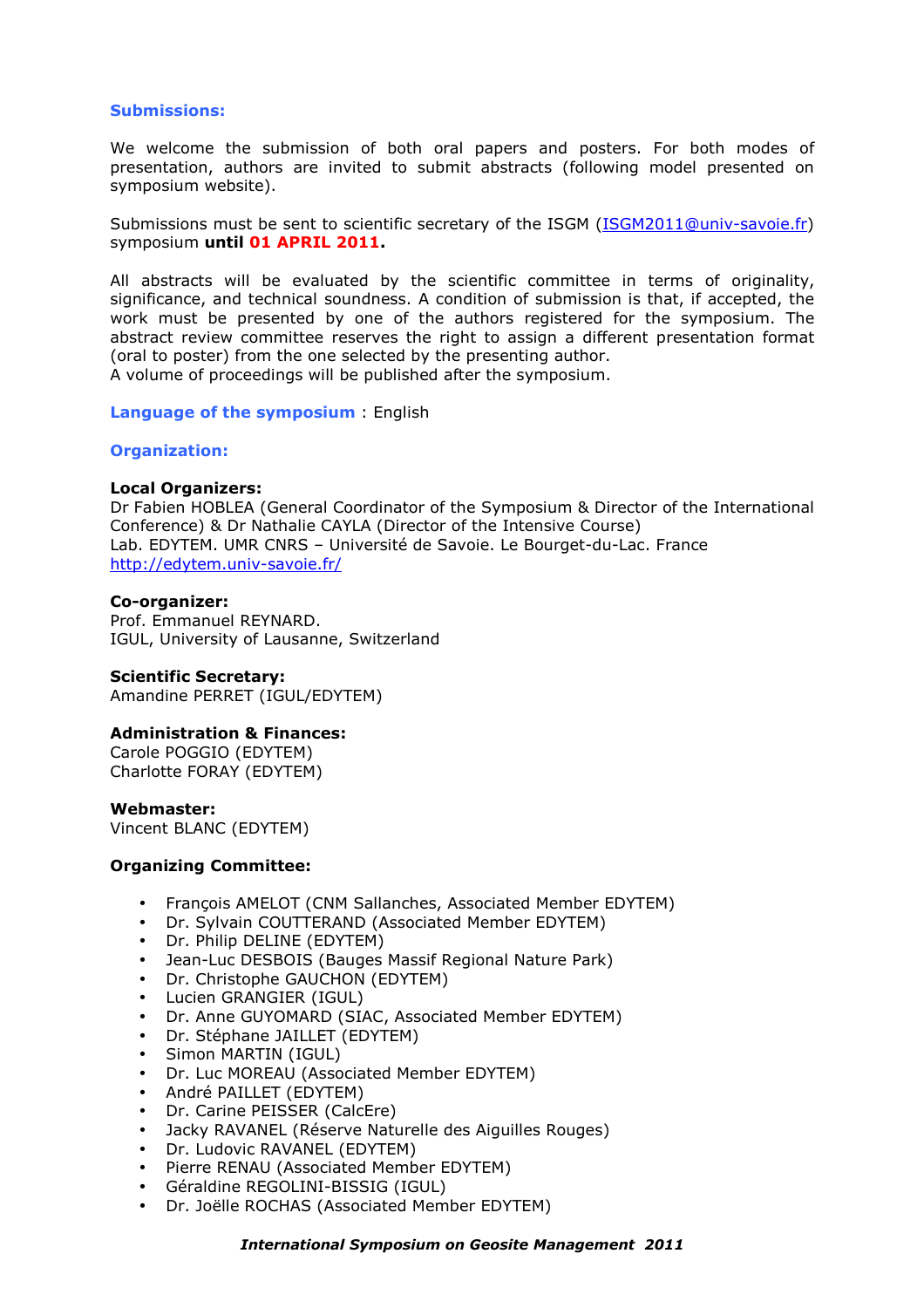## Submissions:

We welcome the submission of both oral papers and posters. For both modes of presentation, authors are invited to submit abstracts (following model presented on symposium website).

Submissions must be sent to scientific secretary of the ISGM (ISGM2011@univ-savoie.fr) symposium **until 01 APRIL 2011.**

All abstracts will be evaluated by the scientific committee in terms of originality, significance, and technical soundness. A condition of submission is that, if accepted, the work must be presented by one of the authors registered for the symposium. The abstract review committee reserves the right to assign a different presentation format (oral to poster) from the one selected by the presenting author.
A volume of proceedings will be published after the symposium.

**Language of the symposium** : English

## Organization:

**Local Organizers:**
Dr Fabien HOBLEA (General Coordinator of the Symposium & Director of the International Conference) & Dr Nathalie CAYLA (Director of the Intensive Course)
Lab. EDYTEM. UMR CNRS – Université de Savoie. Le Bourget-du-Lac. France
http://edytem.univ-savoie.fr/

**Co-organizer:**
Prof. Emmanuel REYNARD.
IGUL, University of Lausanne, Switzerland

**Scientific Secretary:**
Amandine PERRET (IGUL/EDYTEM)

**Administration & Finances:**
Carole POGGIO (EDYTEM)
Charlotte FORAY (EDYTEM)

**Webmaster:**
Vincent BLANC (EDYTEM)

**Organizing Committee:**

- François AMELOT (CNM Sallanches, Associated Member EDYTEM)
- Dr. Sylvain COUTTERAND (Associated Member EDYTEM)
- Dr. Philip DELINE (EDYTEM)
- Jean-Luc DESBOIS (Bauges Massif Regional Nature Park)
- Dr. Christophe GAUCHON (EDYTEM)
- Lucien GRANGIER (IGUL)
- Dr. Anne GUYOMARD (SIAC, Associated Member EDYTEM)
- Dr. Stéphane JAILLET (EDYTEM)
- Simon MARTIN (IGUL)
- Dr. Luc MOREAU (Associated Member EDYTEM)
- André PAILLET (EDYTEM)
- Dr. Carine PEISSER (CalcEre)
- Jacky RAVANEL (Réserve Naturelle des Aiguilles Rouges)
- Dr. Ludovic RAVANEL (EDYTEM)
- Pierre RENAU (Associated Member EDYTEM)
- Géraldine REGOLINI-BISSIG (IGUL)
- Dr. Joëlle ROCHAS (Associated Member EDYTEM)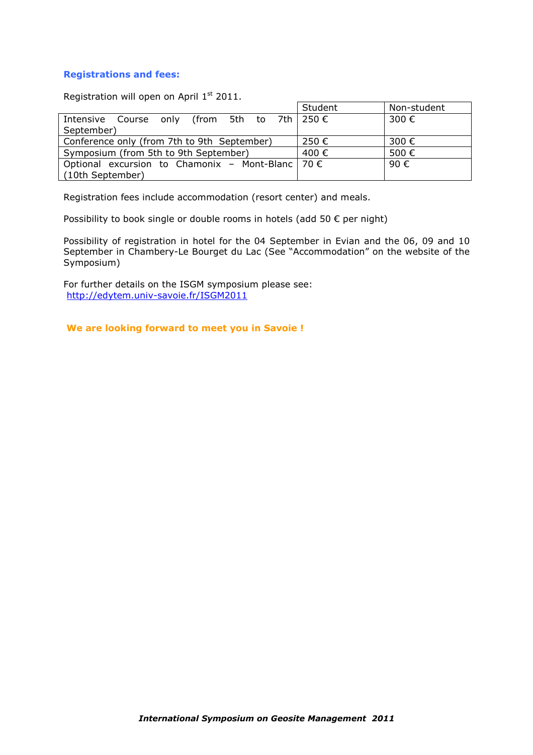**Registrations and fees:**

Registration will open on April 1st 2011.

| | Student | Non-student |
|---|---|---|
| Intensive Course only (from 5th to 7th September) | 250 € | 300 € |
| Conference only (from 7th to 9th September) | 250 € | 300 € |
| Symposium (from 5th to 9th September) | 400 € | 500 € |
| Optional excursion to Chamonix – Mont-Blanc (10th September) | 70 € | 90 € |

Registration fees include accommodation (resort center) and meals.

Possibility to book single or double rooms in hotels (add 50 € per night)

Possibility of registration in hotel for the 04 September in Evian and the 06, 09 and 10 September in Chambery-Le Bourget du Lac (See "Accommodation" on the website of the Symposium)

For further details on the ISGM symposium please see:
http://edytem.univ-savoie.fr/ISGM2011

**We are looking forward to meet you in Savoie !**